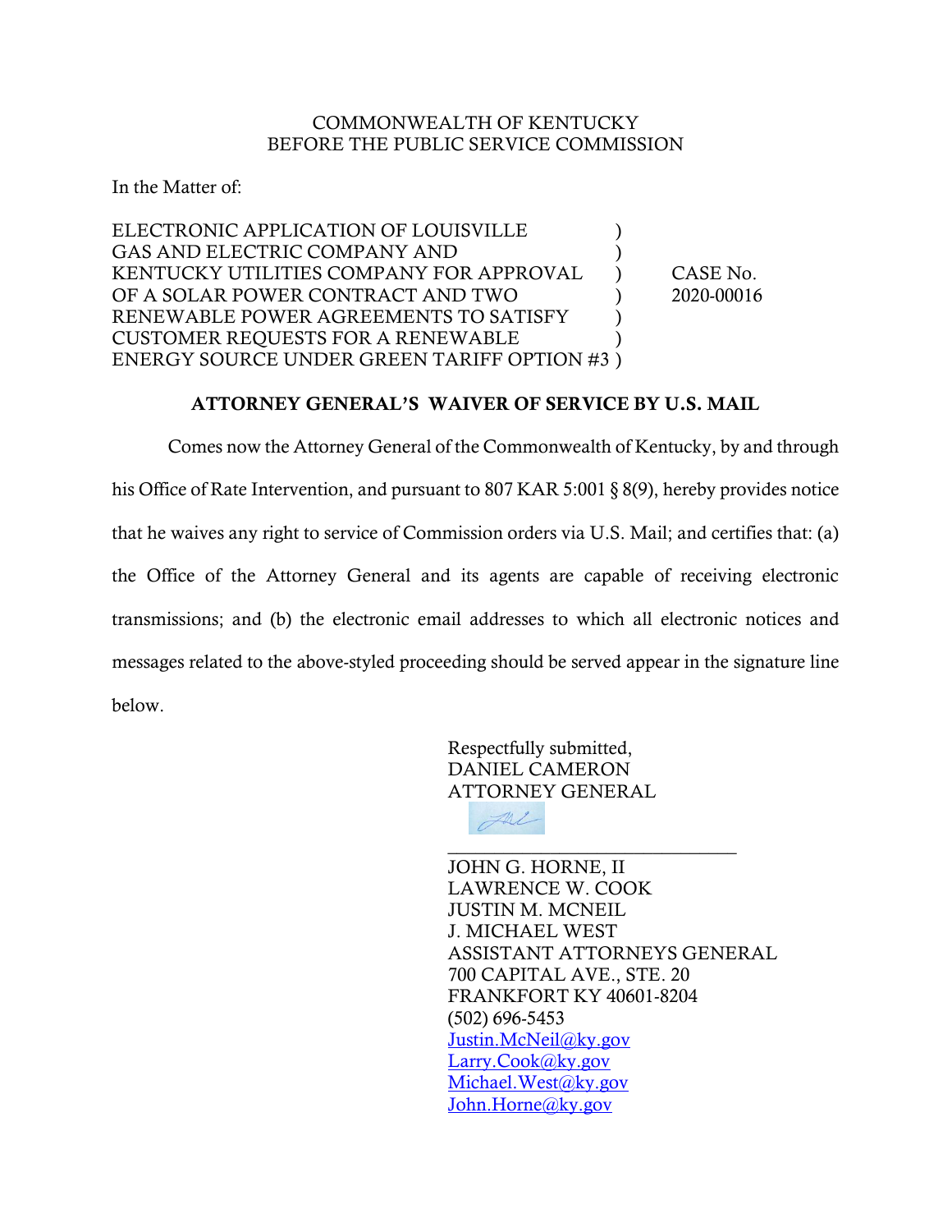COMMONWEALTH OF KENTUCKY
BEFORE THE PUBLIC SERVICE COMMISSION

In the Matter of:

ELECTRONIC APPLICATION OF LOUISVILLE GAS AND ELECTRIC COMPANY AND KENTUCKY UTILITIES COMPANY FOR APPROVAL OF A SOLAR POWER CONTRACT AND TWO RENEWABLE POWER AGREEMENTS TO SATISFY CUSTOMER REQUESTS FOR A RENEWABLE ENERGY SOURCE UNDER GREEN TARIFF OPTION #3 ) CASE No. 2020-00016

**ATTORNEY GENERAL'S WAIVER OF SERVICE BY U.S. MAIL**

Comes now the Attorney General of the Commonwealth of Kentucky, by and through his Office of Rate Intervention, and pursuant to 807 KAR 5:001 § 8(9), hereby provides notice that he waives any right to service of Commission orders via U.S. Mail; and certifies that: (a) the Office of the Attorney General and its agents are capable of receiving electronic transmissions; and (b) the electronic email addresses to which all electronic notices and messages related to the above-styled proceeding should be served appear in the signature line below.

Respectfully submitted,
DANIEL CAMERON
ATTORNEY GENERAL

\_\_\_\_\_\_\_\_\_\_\_\_\_\_\_\_\_\_\_\_\_\_\_\_\_\_\_\_\_\_

JOHN G. HORNE, II
LAWRENCE W. COOK
JUSTIN M. MCNEIL
J. MICHAEL WEST
ASSISTANT ATTORNEYS GENERAL
700 CAPITAL AVE., STE. 20
FRANKFORT KY 40601-8204
(502) 696-5453
Justin.McNeil@ky.gov
Larry.Cook@ky.gov
Michael.West@ky.gov
John.Horne@ky.gov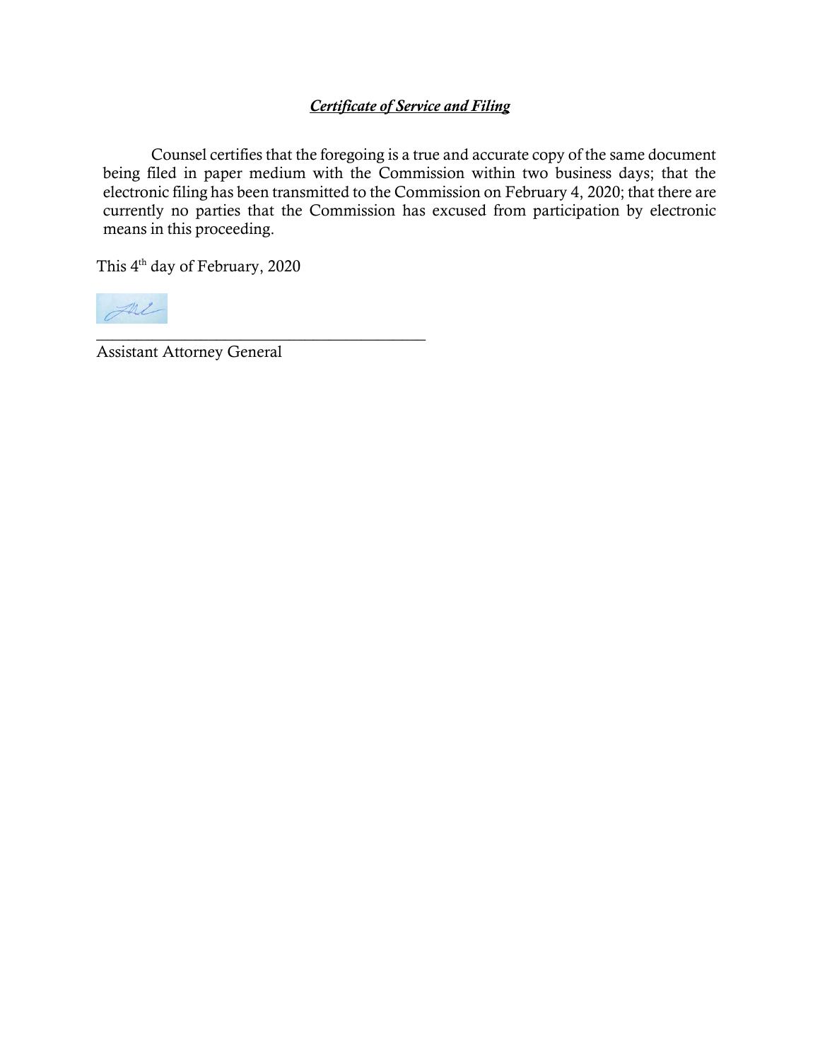***<u>Certificate of Service and Filing</u>***

Counsel certifies that the foregoing is a true and accurate copy of the same document being filed in paper medium with the Commission within two business days; that the electronic filing has been transmitted to the Commission on February 4, 2020; that there are currently no parties that the Commission has excused from participation by electronic means in this proceeding.

This 4th day of February, 2020

\_\_\_\_\_\_\_\_\_\_\_\_\_\_\_\_\_\_\_\_\_\_\_\_\_\_\_\_\_\_\_\_\_\_\_\_\_\_\_\_\_\_\_

Assistant Attorney General